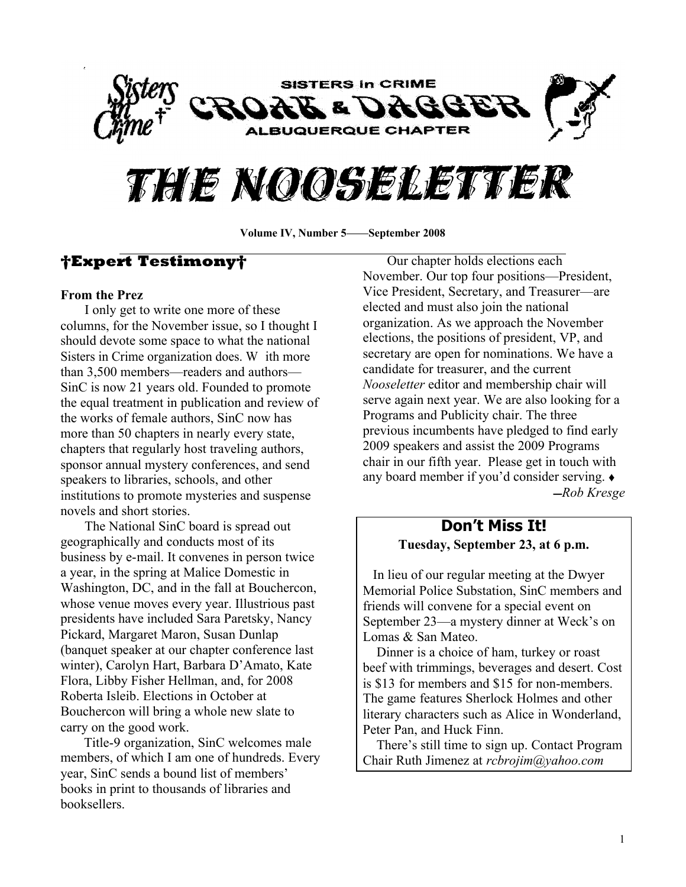SISTERS in CRIME

CROAK & DAGGER

ALBUQUERQUE CHAPTER

# THE NOOSELETTER

**Volume IV, Number 5——September 2008**

## †Expert Testimony†

**From the Prez**

I only get to write one more of these columns, for the November issue, so I thought I should devote some space to what the national Sisters in Crime organization does. W ith more than 3,500 members—readers and authors—SinC is now 21 years old. Founded to promote the equal treatment in publication and review of the works of female authors, SinC now has more than 50 chapters in nearly every state, chapters that regularly host traveling authors, sponsor annual mystery conferences, and send speakers to libraries, schools, and other institutions to promote mysteries and suspense novels and short stories.

The National SinC board is spread out geographically and conducts most of its business by e-mail. It convenes in person twice a year, in the spring at Malice Domestic in Washington, DC, and in the fall at Bouchercon, whose venue moves every year. Illustrious past presidents have included Sara Paretsky, Nancy Pickard, Margaret Maron, Susan Dunlap (banquet speaker at our chapter conference last winter), Carolyn Hart, Barbara D'Amato, Kate Flora, Libby Fisher Hellman, and, for 2008 Roberta Isleib. Elections in October at Bouchercon will bring a whole new slate to carry on the good work.

Title-9 organization, SinC welcomes male members, of which I am one of hundreds. Every year, SinC sends a bound list of members' books in print to thousands of libraries and booksellers.

Our chapter holds elections each November. Our top four positions—President, Vice President, Secretary, and Treasurer—are elected and must also join the national organization. As we approach the November elections, the positions of president, VP, and secretary are open for nominations. We have a candidate for treasurer, and the current *Nooseletter* editor and membership chair will serve again next year. We are also looking for a Programs and Publicity chair. The three previous incumbents have pledged to find early 2009 speakers and assist the 2009 Programs chair in our fifth year. Please get in touch with any board member if you'd consider serving. ♦

*—Rob Kresge*

### Don't Miss It!

**Tuesday, September 23, at 6 p.m.**

In lieu of our regular meeting at the Dwyer Memorial Police Substation, SinC members and friends will convene for a special event on September 23—a mystery dinner at Weck's on Lomas & San Mateo.

Dinner is a choice of ham, turkey or roast beef with trimmings, beverages and desert. Cost is $13 for members and $15 for non-members. The game features Sherlock Holmes and other literary characters such as Alice in Wonderland, Peter Pan, and Huck Finn.

There's still time to sign up. Contact Program Chair Ruth Jimenez at *rcbrojim@yahoo.com*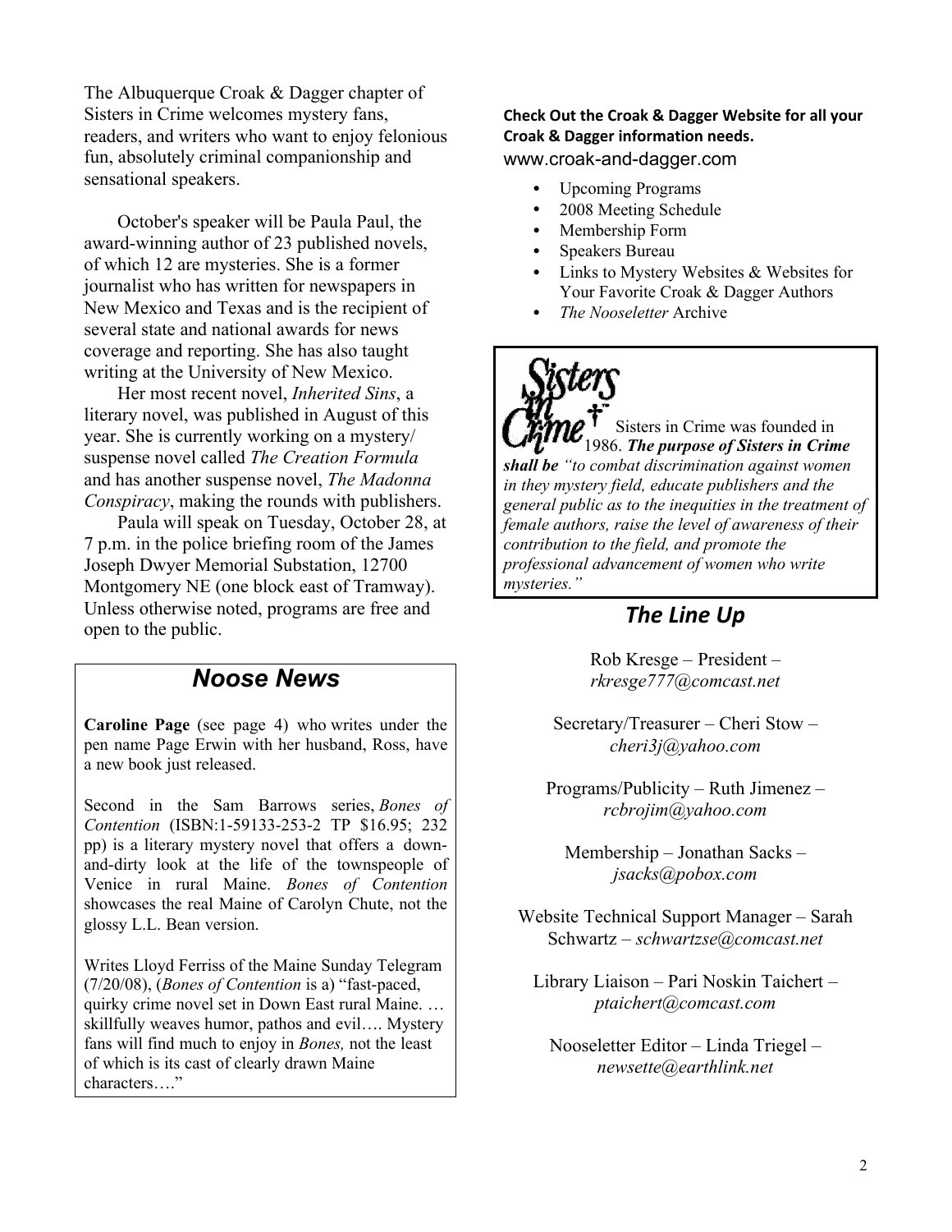The Albuquerque Croak & Dagger chapter of Sisters in Crime welcomes mystery fans, readers, and writers who want to enjoy felonious fun, absolutely criminal companionship and sensational speakers.

October's speaker will be Paula Paul, the award-winning author of 23 published novels, of which 12 are mysteries. She is a former journalist who has written for newspapers in New Mexico and Texas and is the recipient of several state and national awards for news coverage and reporting. She has also taught writing at the University of New Mexico.

Her most recent novel, *Inherited Sins*, a literary novel, was published in August of this year. She is currently working on a mystery/ suspense novel called *The Creation Formula* and has another suspense novel, *The Madonna Conspiracy*, making the rounds with publishers.

Paula will speak on Tuesday, October 28, at 7 p.m. in the police briefing room of the James Joseph Dwyer Memorial Substation, 12700 Montgomery NE (one block east of Tramway). Unless otherwise noted, programs are free and open to the public.

## *Noose News*

**Caroline Page** (see page 4) who writes under the pen name Page Erwin with her husband, Ross, have a new book just released.

Second in the Sam Barrows series, *Bones of Contention* (ISBN:1-59133-253-2 TP $16.95; 232 pp) is a literary mystery novel that offers a down-and-dirty look at the life of the townspeople of Venice in rural Maine. *Bones of Contention* showcases the real Maine of Carolyn Chute, not the glossy L.L. Bean version.

Writes Lloyd Ferriss of the Maine Sunday Telegram (7/20/08), (*Bones of Contention* is a) "fast-paced, quirky crime novel set in Down East rural Maine. … skillfully weaves humor, pathos and evil…. Mystery fans will find much to enjoy in *Bones,* not the least of which is its cast of clearly drawn Maine characters…."

**Check Out the Croak & Dagger Website for all your Croak & Dagger information needs.**

www.croak-and-dagger.com

- Upcoming Programs
- 2008 Meeting Schedule
- Membership Form
- Speakers Bureau
- Links to Mystery Websites & Websites for Your Favorite Croak & Dagger Authors
- *The Nooseletter* Archive

Sisters in Crime

Sisters in Crime was founded in 1986. ***The purpose of Sisters in Crime shall be*** *"to combat discrimination against women in they mystery field, educate publishers and the general public as to the inequities in the treatment of female authors, raise the level of awareness of their contribution to the field, and promote the professional advancement of women who write mysteries."*

## *The Line Up*

Rob Kresge – President – *rkresge777@comcast.net*

Secretary/Treasurer – Cheri Stow – *cheri3j@yahoo.com*

Programs/Publicity – Ruth Jimenez – *rcbrojim@yahoo.com*

Membership – Jonathan Sacks – *jsacks@pobox.com*

Website Technical Support Manager – Sarah Schwartz – *schwartzse@comcast.net*

Library Liaison – Pari Noskin Taichert – *ptaichert@comcast.com*

Nooseletter Editor – Linda Triegel – *newsette@earthlink.net*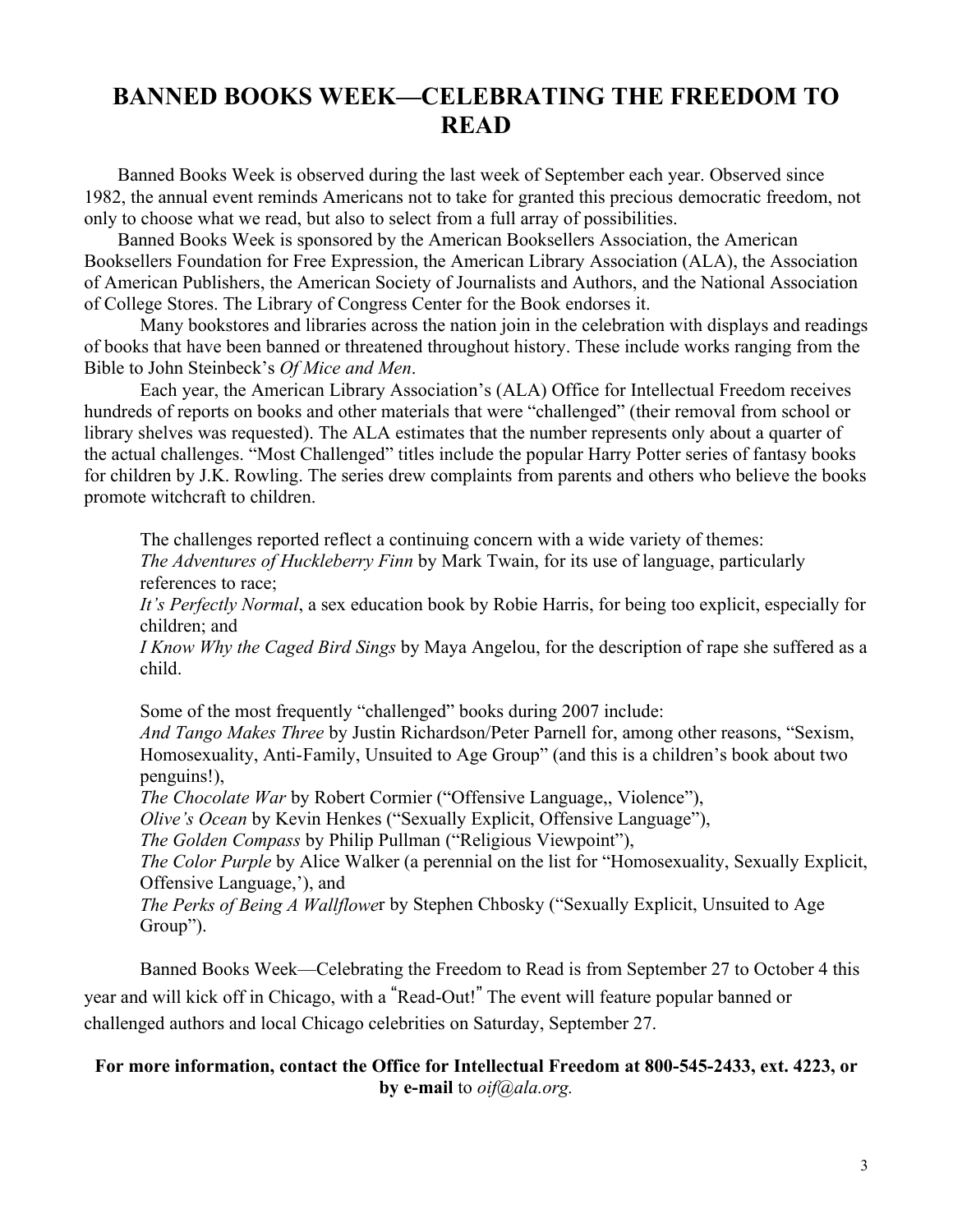# BANNED BOOKS WEEK—CELEBRATING THE FREEDOM TO READ

Banned Books Week is observed during the last week of September each year. Observed since 1982, the annual event reminds Americans not to take for granted this precious democratic freedom, not only to choose what we read, but also to select from a full array of possibilities.

Banned Books Week is sponsored by the American Booksellers Association, the American Booksellers Foundation for Free Expression, the American Library Association (ALA), the Association of American Publishers, the American Society of Journalists and Authors, and the National Association of College Stores. The Library of Congress Center for the Book endorses it.

Many bookstores and libraries across the nation join in the celebration with displays and readings of books that have been banned or threatened throughout history. These include works ranging from the Bible to John Steinbeck's *Of Mice and Men*.

Each year, the American Library Association's (ALA) Office for Intellectual Freedom receives hundreds of reports on books and other materials that were "challenged" (their removal from school or library shelves was requested). The ALA estimates that the number represents only about a quarter of the actual challenges. "Most Challenged" titles include the popular Harry Potter series of fantasy books for children by J.K. Rowling. The series drew complaints from parents and others who believe the books promote witchcraft to children.

The challenges reported reflect a continuing concern with a wide variety of themes:
*The Adventures of Huckleberry Finn* by Mark Twain, for its use of language, particularly references to race;
*It's Perfectly Normal*, a sex education book by Robie Harris, for being too explicit, especially for children; and
*I Know Why the Caged Bird Sings* by Maya Angelou, for the description of rape she suffered as a child.

Some of the most frequently "challenged" books during 2007 include:
*And Tango Makes Three* by Justin Richardson/Peter Parnell for, among other reasons, "Sexism, Homosexuality, Anti-Family, Unsuited to Age Group" (and this is a children's book about two penguins!),
*The Chocolate War* by Robert Cormier ("Offensive Language,, Violence"),
*Olive's Ocean* by Kevin Henkes ("Sexually Explicit, Offensive Language"),
*The Golden Compass* by Philip Pullman ("Religious Viewpoint"),
*The Color Purple* by Alice Walker (a perennial on the list for "Homosexuality, Sexually Explicit, Offensive Language,'), and
*The Perks of Being A Wallflowe*r by Stephen Chbosky ("Sexually Explicit, Unsuited to Age Group").

Banned Books Week—Celebrating the Freedom to Read is from September 27 to October 4 this year and will kick off in Chicago, with a "Read-Out!" The event will feature popular banned or challenged authors and local Chicago celebrities on Saturday, September 27.

**For more information, contact the Office for Intellectual Freedom at 800-545-2433, ext. 4223, or by e-mail** to *oif@ala.org.*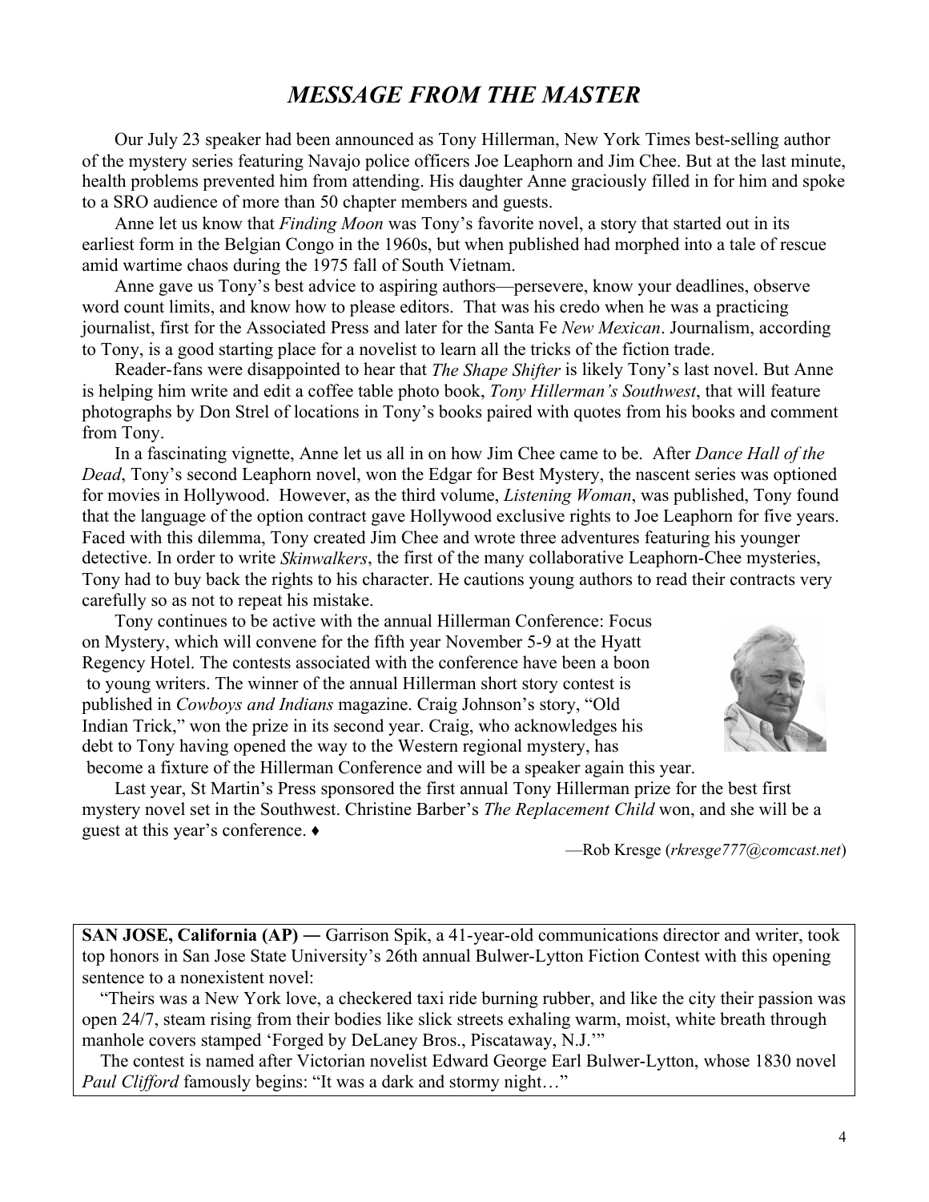# *MESSAGE FROM THE MASTER*

Our July 23 speaker had been announced as Tony Hillerman, New York Times best-selling author of the mystery series featuring Navajo police officers Joe Leaphorn and Jim Chee. But at the last minute, health problems prevented him from attending. His daughter Anne graciously filled in for him and spoke to a SRO audience of more than 50 chapter members and guests.

Anne let us know that *Finding Moon* was Tony's favorite novel, a story that started out in its earliest form in the Belgian Congo in the 1960s, but when published had morphed into a tale of rescue amid wartime chaos during the 1975 fall of South Vietnam.

Anne gave us Tony's best advice to aspiring authors—persevere, know your deadlines, observe word count limits, and know how to please editors. That was his credo when he was a practicing journalist, first for the Associated Press and later for the Santa Fe *New Mexican*. Journalism, according to Tony, is a good starting place for a novelist to learn all the tricks of the fiction trade.

Reader-fans were disappointed to hear that *The Shape Shifter* is likely Tony's last novel. But Anne is helping him write and edit a coffee table photo book, *Tony Hillerman's Southwest*, that will feature photographs by Don Strel of locations in Tony's books paired with quotes from his books and comment from Tony.

In a fascinating vignette, Anne let us all in on how Jim Chee came to be. After *Dance Hall of the Dead*, Tony's second Leaphorn novel, won the Edgar for Best Mystery, the nascent series was optioned for movies in Hollywood. However, as the third volume, *Listening Woman*, was published, Tony found that the language of the option contract gave Hollywood exclusive rights to Joe Leaphorn for five years. Faced with this dilemma, Tony created Jim Chee and wrote three adventures featuring his younger detective. In order to write *Skinwalkers*, the first of the many collaborative Leaphorn-Chee mysteries, Tony had to buy back the rights to his character. He cautions young authors to read their contracts very carefully so as not to repeat his mistake.

Tony continues to be active with the annual Hillerman Conference: Focus on Mystery, which will convene for the fifth year November 5-9 at the Hyatt Regency Hotel. The contests associated with the conference have been a boon to young writers. The winner of the annual Hillerman short story contest is published in *Cowboys and Indians* magazine. Craig Johnson's story, "Old Indian Trick," won the prize in its second year. Craig, who acknowledges his debt to Tony having opened the way to the Western regional mystery, has become a fixture of the Hillerman Conference and will be a speaker again this year.

Last year, St Martin's Press sponsored the first annual Tony Hillerman prize for the best first mystery novel set in the Southwest. Christine Barber's *The Replacement Child* won, and she will be a guest at this year's conference. ♦

—Rob Kresge (*rkresge777@comcast.net*)

---

**SAN JOSE, California (AP) —** Garrison Spik, a 41-year-old communications director and writer, took top honors in San Jose State University's 26th annual Bulwer-Lytton Fiction Contest with this opening sentence to a nonexistent novel:

"Theirs was a New York love, a checkered taxi ride burning rubber, and like the city their passion was open 24/7, steam rising from their bodies like slick streets exhaling warm, moist, white breath through manhole covers stamped 'Forged by DeLaney Bros., Piscataway, N.J.'"

The contest is named after Victorian novelist Edward George Earl Bulwer-Lytton, whose 1830 novel *Paul Clifford* famously begins: "It was a dark and stormy night…"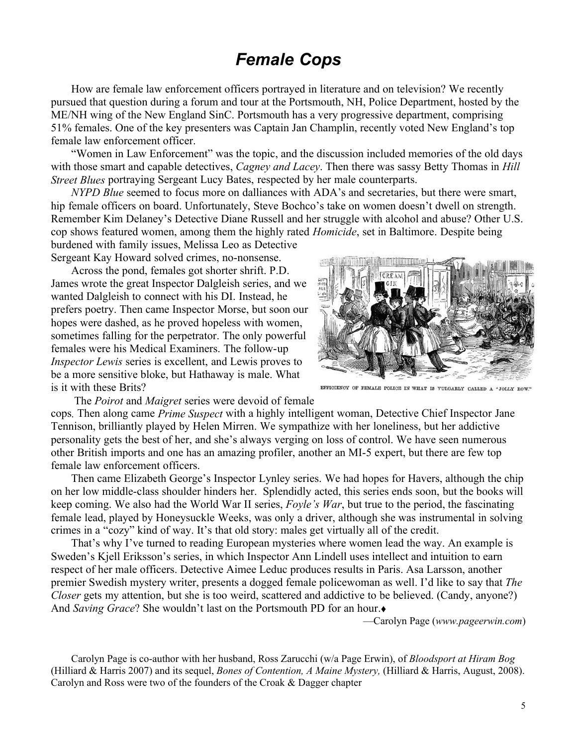# *Female Cops*

How are female law enforcement officers portrayed in literature and on television? We recently pursued that question during a forum and tour at the Portsmouth, NH, Police Department, hosted by the ME/NH wing of the New England SinC. Portsmouth has a very progressive department, comprising 51% females. One of the key presenters was Captain Jan Champlin, recently voted New England's top female law enforcement officer.

"Women in Law Enforcement" was the topic, and the discussion included memories of the old days with those smart and capable detectives, *Cagney and Lacey*. Then there was sassy Betty Thomas in *Hill Street Blues* portraying Sergeant Lucy Bates, respected by her male counterparts.

*NYPD Blue* seemed to focus more on dalliances with ADA's and secretaries, but there were smart, hip female officers on board. Unfortunately, Steve Bochco's take on women doesn't dwell on strength. Remember Kim Delaney's Detective Diane Russell and her struggle with alcohol and abuse? Other U.S. cop shows featured women, among them the highly rated *Homicide*, set in Baltimore. Despite being burdened with family issues, Melissa Leo as Detective Sergeant Kay Howard solved crimes, no-nonsense.

Across the pond, females got shorter shrift. P.D. James wrote the great Inspector Dalgleish series, and we wanted Dalgleish to connect with his DI. Instead, he prefers poetry. Then came Inspector Morse, but soon our hopes were dashed, as he proved hopeless with women, sometimes falling for the perpetrator. The only powerful females were his Medical Examiners. The follow-up *Inspector Lewis* series is excellent, and Lewis proves to be a more sensitive bloke, but Hathaway is male. What is it with these Brits?

EFFICIENCY OF FEMALE POLICE IN WHAT IS VULGARLY CALLED A "JOLLY ROW."

The *Poirot* and *Maigret* series were devoid of female cops. Then along came *Prime Suspect* with a highly intelligent woman, Detective Chief Inspector Jane Tennison, brilliantly played by Helen Mirren. We sympathize with her loneliness, but her addictive personality gets the best of her, and she's always verging on loss of control. We have seen numerous other British imports and one has an amazing profiler, another an MI-5 expert, but there are few top female law enforcement officers.

Then came Elizabeth George's Inspector Lynley series. We had hopes for Havers, although the chip on her low middle-class shoulder hinders her. Splendidly acted, this series ends soon, but the books will keep coming. We also had the World War II series, *Foyle's War*, but true to the period, the fascinating female lead, played by Honeysuckle Weeks, was only a driver, although she was instrumental in solving crimes in a "cozy" kind of way. It's that old story: males get virtually all of the credit.

That's why I've turned to reading European mysteries where women lead the way. An example is Sweden's Kjell Eriksson's series, in which Inspector Ann Lindell uses intellect and intuition to earn respect of her male officers. Detective Aimee Leduc produces results in Paris. Asa Larsson, another premier Swedish mystery writer, presents a dogged female policewoman as well. I'd like to say that *The Closer* gets my attention, but she is too weird, scattered and addictive to be believed. (Candy, anyone?) And *Saving Grace*? She wouldn't last on the Portsmouth PD for an hour.♦

—Carolyn Page (*www.pageerwin.com*)

Carolyn Page is co-author with her husband, Ross Zarucchi (w/a Page Erwin), of *Bloodsport at Hiram Bog* (Hilliard & Harris 2007) and its sequel, *Bones of Contention, A Maine Mystery,* (Hilliard & Harris, August, 2008). Carolyn and Ross were two of the founders of the Croak & Dagger chapter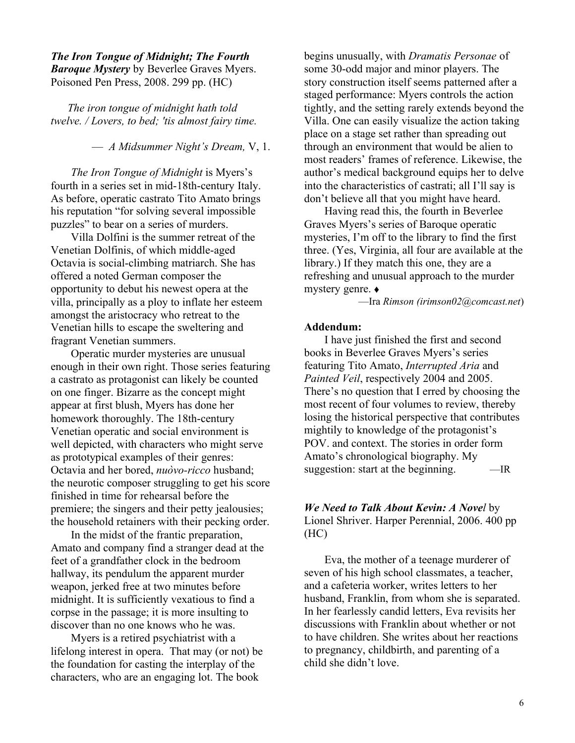***The Iron Tongue of Midnight; The Fourth Baroque Mystery*** by Beverlee Graves Myers. Poisoned Pen Press, 2008. 299 pp. (HC)

*The iron tongue of midnight hath told twelve. / Lovers, to bed; 'tis almost fairy time.*

— *A Midsummer Night's Dream,* V, 1.

*The Iron Tongue of Midnight* is Myers's fourth in a series set in mid-18th-century Italy. As before, operatic castrato Tito Amato brings his reputation "for solving several impossible puzzles" to bear on a series of murders.

Villa Dolfini is the summer retreat of the Venetian Dolfinis, of which middle-aged Octavia is social-climbing matriarch. She has offered a noted German composer the opportunity to debut his newest opera at the villa, principally as a ploy to inflate her esteem amongst the aristocracy who retreat to the Venetian hills to escape the sweltering and fragrant Venetian summers.

Operatic murder mysteries are unusual enough in their own right. Those series featuring a castrato as protagonist can likely be counted on one finger. Bizarre as the concept might appear at first blush, Myers has done her homework thoroughly. The 18th-century Venetian operatic and social environment is well depicted, with characters who might serve as prototypical examples of their genres: Octavia and her bored, *nuòvo-ricco* husband; the neurotic composer struggling to get his score finished in time for rehearsal before the premiere; the singers and their petty jealousies; the household retainers with their pecking order.

In the midst of the frantic preparation, Amato and company find a stranger dead at the feet of a grandfather clock in the bedroom hallway, its pendulum the apparent murder weapon, jerked free at two minutes before midnight. It is sufficiently vexatious to find a corpse in the passage; it is more insulting to discover than no one knows who he was.

Myers is a retired psychiatrist with a lifelong interest in opera. That may (or not) be the foundation for casting the interplay of the characters, who are an engaging lot. The book begins unusually, with *Dramatis Personae* of some 30-odd major and minor players. The story construction itself seems patterned after a staged performance: Myers controls the action tightly, and the setting rarely extends beyond the Villa. One can easily visualize the action taking place on a stage set rather than spreading out through an environment that would be alien to most readers' frames of reference. Likewise, the author's medical background equips her to delve into the characteristics of castrati; all I'll say is don't believe all that you might have heard.

Having read this, the fourth in Beverlee Graves Myers's series of Baroque operatic mysteries, I'm off to the library to find the first three. (Yes, Virginia, all four are available at the library.) If they match this one, they are a refreshing and unusual approach to the murder mystery genre. ♦

—Ira *Rimson (irimson02@comcast.net)*

**Addendum:**

I have just finished the first and second books in Beverlee Graves Myers's series featuring Tito Amato, *Interrupted Aria* and *Painted Veil*, respectively 2004 and 2005. There's no question that I erred by choosing the most recent of four volumes to review, thereby losing the historical perspective that contributes mightily to knowledge of the protagonist's POV. and context. The stories in order form Amato's chronological biography. My suggestion: start at the beginning. —IR

***We Need to Talk About Kevin: A Novel*** by Lionel Shriver. Harper Perennial, 2006. 400 pp (HC)

Eva, the mother of a teenage murderer of seven of his high school classmates, a teacher, and a cafeteria worker, writes letters to her husband, Franklin, from whom she is separated. In her fearlessly candid letters, Eva revisits her discussions with Franklin about whether or not to have children. She writes about her reactions to pregnancy, childbirth, and parenting of a child she didn't love.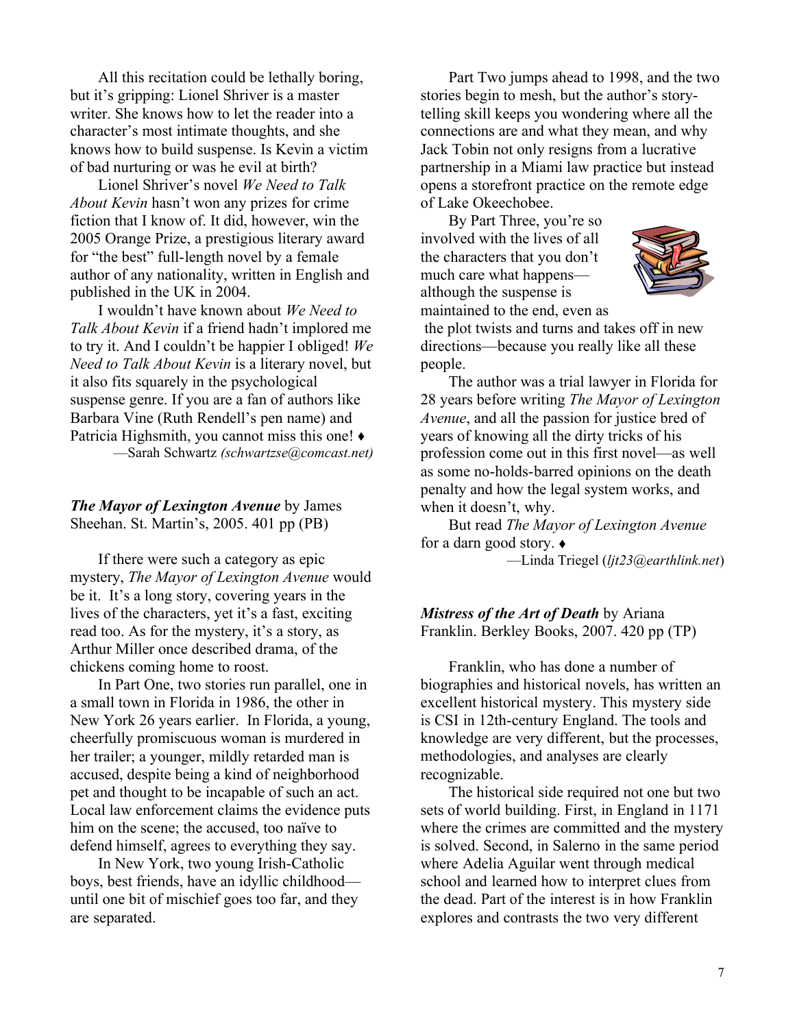All this recitation could be lethally boring, but it's gripping: Lionel Shriver is a master writer. She knows how to let the reader into a character's most intimate thoughts, and she knows how to build suspense. Is Kevin a victim of bad nurturing or was he evil at birth?

Lionel Shriver's novel *We Need to Talk About Kevin* hasn't won any prizes for crime fiction that I know of. It did, however, win the 2005 Orange Prize, a prestigious literary award for "the best" full-length novel by a female author of any nationality, written in English and published in the UK in 2004.

I wouldn't have known about *We Need to Talk About Kevin* if a friend hadn't implored me to try it. And I couldn't be happier I obliged! *We Need to Talk About Kevin* is a literary novel, but it also fits squarely in the psychological suspense genre. If you are a fan of authors like Barbara Vine (Ruth Rendell's pen name) and Patricia Highsmith, you cannot miss this one! ♦

—Sarah Schwartz *(schwartzse@comcast.net)*

***The Mayor of Lexington Avenue*** by James Sheehan. St. Martin's, 2005. 401 pp (PB)

If there were such a category as epic mystery, *The Mayor of Lexington Avenue* would be it. It's a long story, covering years in the lives of the characters, yet it's a fast, exciting read too. As for the mystery, it's a story, as Arthur Miller once described drama, of the chickens coming home to roost.

In Part One, two stories run parallel, one in a small town in Florida in 1986, the other in New York 26 years earlier. In Florida, a young, cheerfully promiscuous woman is murdered in her trailer; a younger, mildly retarded man is accused, despite being a kind of neighborhood pet and thought to be incapable of such an act. Local law enforcement claims the evidence puts him on the scene; the accused, too naïve to defend himself, agrees to everything they say.

In New York, two young Irish-Catholic boys, best friends, have an idyllic childhood—until one bit of mischief goes too far, and they are separated.

Part Two jumps ahead to 1998, and the two stories begin to mesh, but the author's story-telling skill keeps you wondering where all the connections are and what they mean, and why Jack Tobin not only resigns from a lucrative partnership in a Miami law practice but instead opens a storefront practice on the remote edge of Lake Okeechobee.

By Part Three, you're so involved with the lives of all the characters that you don't much care what happens—although the suspense is maintained to the end, even as the plot twists and turns and takes off in new directions—because you really like all these people.

The author was a trial lawyer in Florida for 28 years before writing *The Mayor of Lexington Avenue*, and all the passion for justice bred of years of knowing all the dirty tricks of his profession come out in this first novel—as well as some no-holds-barred opinions on the death penalty and how the legal system works, and when it doesn't, why.

But read *The Mayor of Lexington Avenue* for a darn good story. ♦

—Linda Triegel (*ljt23@earthlink.net*)

***Mistress of the Art of Death*** by Ariana Franklin. Berkley Books, 2007. 420 pp (TP)

Franklin, who has done a number of biographies and historical novels, has written an excellent historical mystery. This mystery side is CSI in 12th-century England. The tools and knowledge are very different, but the processes, methodologies, and analyses are clearly recognizable.

The historical side required not one but two sets of world building. First, in England in 1171 where the crimes are committed and the mystery is solved. Second, in Salerno in the same period where Adelia Aguilar went through medical school and learned how to interpret clues from the dead. Part of the interest is in how Franklin explores and contrasts the two very different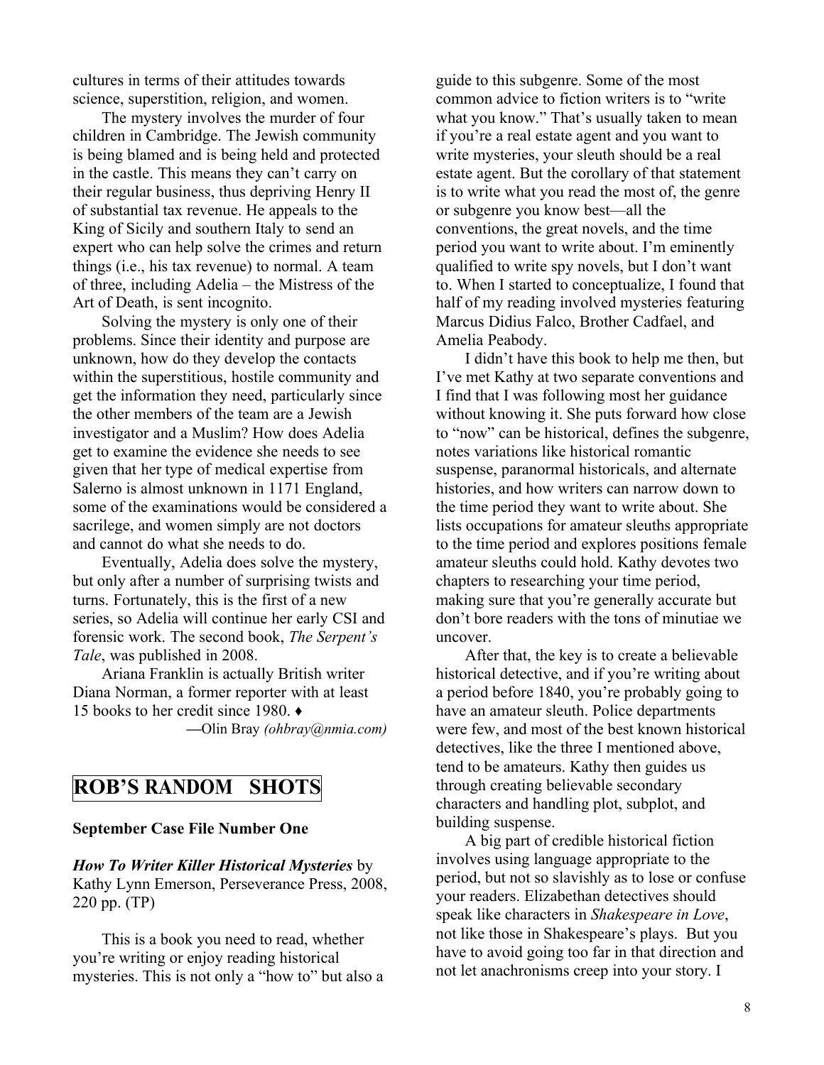cultures in terms of their attitudes towards science, superstition, religion, and women.

The mystery involves the murder of four children in Cambridge. The Jewish community is being blamed and is being held and protected in the castle. This means they can't carry on their regular business, thus depriving Henry II of substantial tax revenue. He appeals to the King of Sicily and southern Italy to send an expert who can help solve the crimes and return things (i.e., his tax revenue) to normal. A team of three, including Adelia – the Mistress of the Art of Death, is sent incognito.

Solving the mystery is only one of their problems. Since their identity and purpose are unknown, how do they develop the contacts within the superstitious, hostile community and get the information they need, particularly since the other members of the team are a Jewish investigator and a Muslim? How does Adelia get to examine the evidence she needs to see given that her type of medical expertise from Salerno is almost unknown in 1171 England, some of the examinations would be considered a sacrilege, and women simply are not doctors and cannot do what she needs to do.

Eventually, Adelia does solve the mystery, but only after a number of surprising twists and turns. Fortunately, this is the first of a new series, so Adelia will continue her early CSI and forensic work. The second book, *The Serpent's Tale*, was published in 2008.

Ariana Franklin is actually British writer Diana Norman, a former reporter with at least 15 books to her credit since 1980. ♦

—Olin Bray *(ohbray@nmia.com)*

## ROB'S RANDOM SHOTS

**September Case File Number One**

***How To Writer Killer Historical Mysteries*** by Kathy Lynn Emerson, Perseverance Press, 2008, 220 pp. (TP)

This is a book you need to read, whether you're writing or enjoy reading historical mysteries. This is not only a "how to" but also a guide to this subgenre. Some of the most common advice to fiction writers is to "write what you know." That's usually taken to mean if you're a real estate agent and you want to write mysteries, your sleuth should be a real estate agent. But the corollary of that statement is to write what you read the most of, the genre or subgenre you know best—all the conventions, the great novels, and the time period you want to write about. I'm eminently qualified to write spy novels, but I don't want to. When I started to conceptualize, I found that half of my reading involved mysteries featuring Marcus Didius Falco, Brother Cadfael, and Amelia Peabody.

I didn't have this book to help me then, but I've met Kathy at two separate conventions and I find that I was following most her guidance without knowing it. She puts forward how close to "now" can be historical, defines the subgenre, notes variations like historical romantic suspense, paranormal historicals, and alternate histories, and how writers can narrow down to the time period they want to write about. She lists occupations for amateur sleuths appropriate to the time period and explores positions female amateur sleuths could hold. Kathy devotes two chapters to researching your time period, making sure that you're generally accurate but don't bore readers with the tons of minutiae we uncover.

After that, the key is to create a believable historical detective, and if you're writing about a period before 1840, you're probably going to have an amateur sleuth. Police departments were few, and most of the best known historical detectives, like the three I mentioned above, tend to be amateurs. Kathy then guides us through creating believable secondary characters and handling plot, subplot, and building suspense.

A big part of credible historical fiction involves using language appropriate to the period, but not so slavishly as to lose or confuse your readers. Elizabethan detectives should speak like characters in *Shakespeare in Love*, not like those in Shakespeare's plays. But you have to avoid going too far in that direction and not let anachronisms creep into your story. I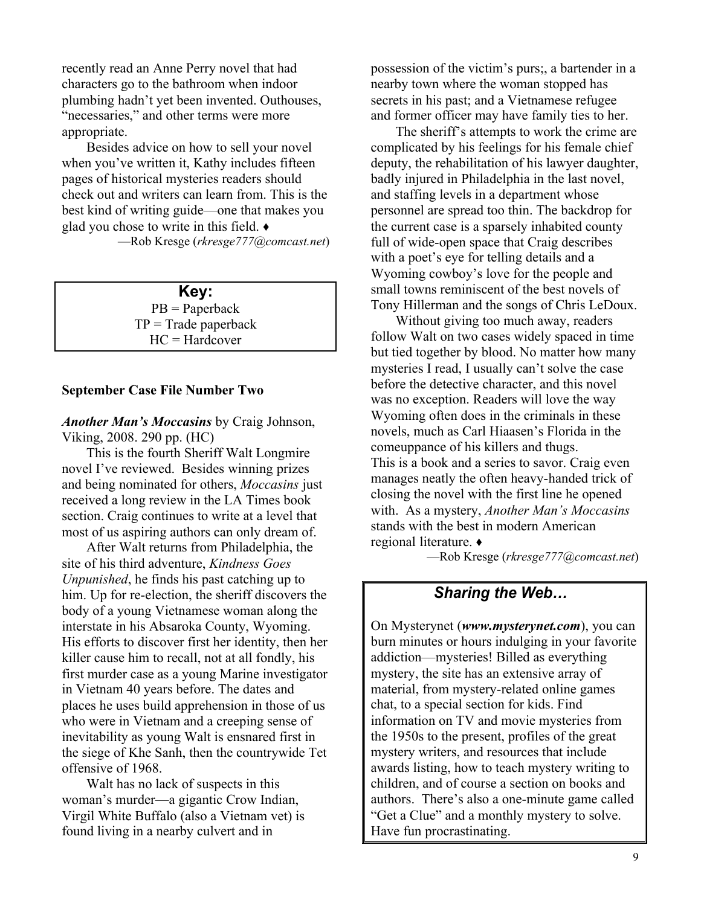recently read an Anne Perry novel that had characters go to the bathroom when indoor plumbing hadn't yet been invented. Outhouses, "necessaries," and other terms were more appropriate.

Besides advice on how to sell your novel when you've written it, Kathy includes fifteen pages of historical mysteries readers should check out and writers can learn from. This is the best kind of writing guide—one that makes you glad you chose to write in this field. ♦

—Rob Kresge (*rkresge777@comcast.net*)

> **Key:**
> PB = Paperback
> TP = Trade paperback
> HC = Hardcover

**September Case File Number Two**

***Another Man's Moccasins*** by Craig Johnson, Viking, 2008. 290 pp. (HC)

This is the fourth Sheriff Walt Longmire novel I've reviewed. Besides winning prizes and being nominated for others, *Moccasins* just received a long review in the LA Times book section. Craig continues to write at a level that most of us aspiring authors can only dream of.

After Walt returns from Philadelphia, the site of his third adventure, *Kindness Goes Unpunished*, he finds his past catching up to him. Up for re-election, the sheriff discovers the body of a young Vietnamese woman along the interstate in his Absaroka County, Wyoming. His efforts to discover first her identity, then her killer cause him to recall, not at all fondly, his first murder case as a young Marine investigator in Vietnam 40 years before. The dates and places he uses build apprehension in those of us who were in Vietnam and a creeping sense of inevitability as young Walt is ensnared first in the siege of Khe Sanh, then the countrywide Tet offensive of 1968.

Walt has no lack of suspects in this woman's murder—a gigantic Crow Indian, Virgil White Buffalo (also a Vietnam vet) is found living in a nearby culvert and in possession of the victim's purs;, a bartender in a nearby town where the woman stopped has secrets in his past; and a Vietnamese refugee and former officer may have family ties to her.

The sheriff's attempts to work the crime are complicated by his feelings for his female chief deputy, the rehabilitation of his lawyer daughter, badly injured in Philadelphia in the last novel, and staffing levels in a department whose personnel are spread too thin. The backdrop for the current case is a sparsely inhabited county full of wide-open space that Craig describes with a poet's eye for telling details and a Wyoming cowboy's love for the people and small towns reminiscent of the best novels of Tony Hillerman and the songs of Chris LeDoux.

Without giving too much away, readers follow Walt on two cases widely spaced in time but tied together by blood. No matter how many mysteries I read, I usually can't solve the case before the detective character, and this novel was no exception. Readers will love the way Wyoming often does in the criminals in these novels, much as Carl Hiaasen's Florida in the comeuppance of his killers and thugs.

This is a book and a series to savor. Craig even manages neatly the often heavy-handed trick of closing the novel with the first line he opened with. As a mystery, *Another Man's Moccasins* stands with the best in modern American regional literature. ♦

—Rob Kresge (*rkresge777@comcast.net*)

## *Sharing the Web…*

On Mysterynet (***www.mysterynet.com***), you can burn minutes or hours indulging in your favorite addiction—mysteries! Billed as everything mystery, the site has an extensive array of material, from mystery-related online games chat, to a special section for kids. Find information on TV and movie mysteries from the 1950s to the present, profiles of the great mystery writers, and resources that include awards listing, how to teach mystery writing to children, and of course a section on books and authors. There's also a one-minute game called "Get a Clue" and a monthly mystery to solve. Have fun procrastinating.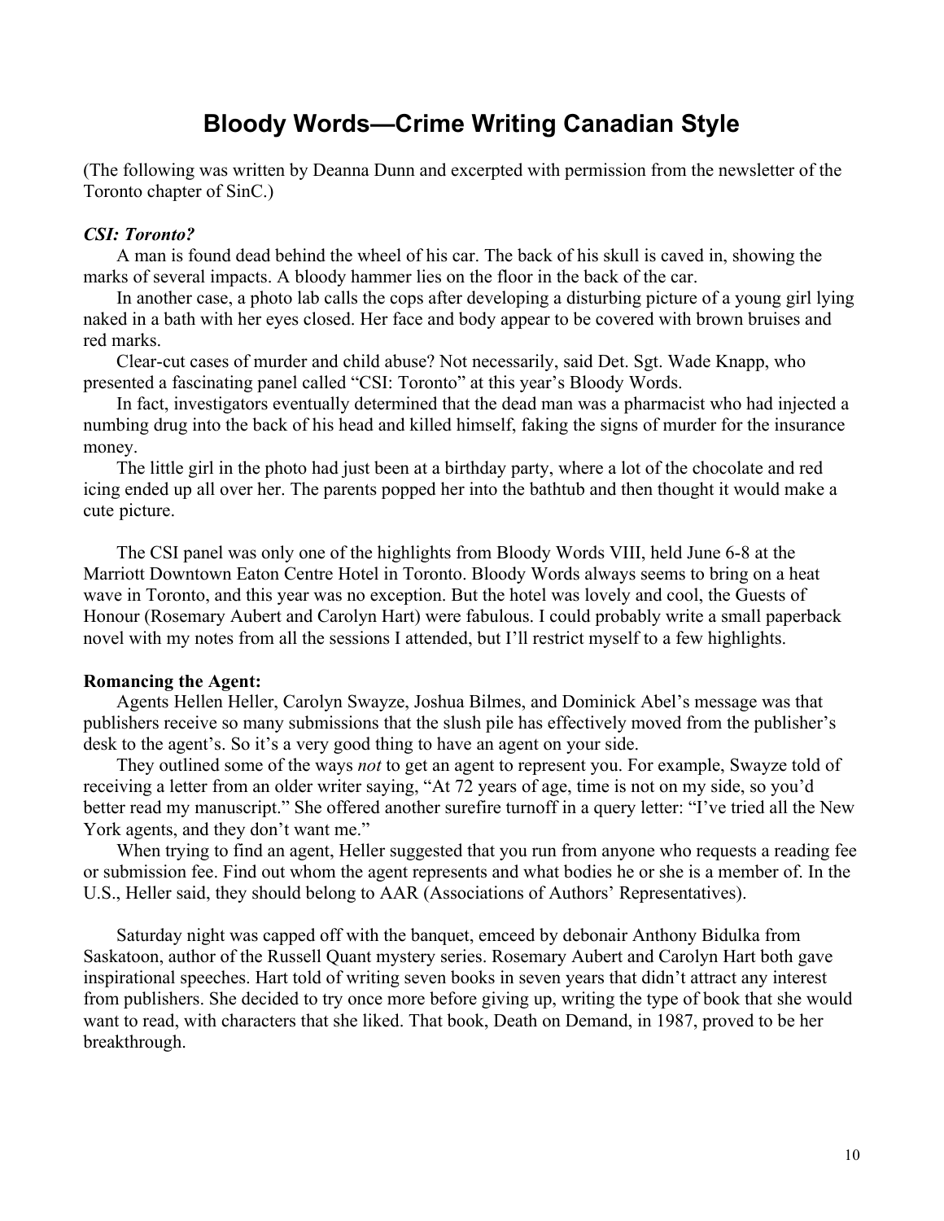# Bloody Words—Crime Writing Canadian Style

(The following was written by Deanna Dunn and excerpted with permission from the newsletter of the Toronto chapter of SinC.)

***CSI: Toronto?***

A man is found dead behind the wheel of his car. The back of his skull is caved in, showing the marks of several impacts. A bloody hammer lies on the floor in the back of the car.

In another case, a photo lab calls the cops after developing a disturbing picture of a young girl lying naked in a bath with her eyes closed. Her face and body appear to be covered with brown bruises and red marks.

Clear-cut cases of murder and child abuse? Not necessarily, said Det. Sgt. Wade Knapp, who presented a fascinating panel called "CSI: Toronto" at this year's Bloody Words.

In fact, investigators eventually determined that the dead man was a pharmacist who had injected a numbing drug into the back of his head and killed himself, faking the signs of murder for the insurance money.

The little girl in the photo had just been at a birthday party, where a lot of the chocolate and red icing ended up all over her. The parents popped her into the bathtub and then thought it would make a cute picture.

The CSI panel was only one of the highlights from Bloody Words VIII, held June 6-8 at the Marriott Downtown Eaton Centre Hotel in Toronto. Bloody Words always seems to bring on a heat wave in Toronto, and this year was no exception. But the hotel was lovely and cool, the Guests of Honour (Rosemary Aubert and Carolyn Hart) were fabulous. I could probably write a small paperback novel with my notes from all the sessions I attended, but I'll restrict myself to a few highlights.

**Romancing the Agent:**

Agents Hellen Heller, Carolyn Swayze, Joshua Bilmes, and Dominick Abel's message was that publishers receive so many submissions that the slush pile has effectively moved from the publisher's desk to the agent's. So it's a very good thing to have an agent on your side.

They outlined some of the ways *not* to get an agent to represent you. For example, Swayze told of receiving a letter from an older writer saying, "At 72 years of age, time is not on my side, so you'd better read my manuscript." She offered another surefire turnoff in a query letter: "I've tried all the New York agents, and they don't want me."

When trying to find an agent, Heller suggested that you run from anyone who requests a reading fee or submission fee. Find out whom the agent represents and what bodies he or she is a member of. In the U.S., Heller said, they should belong to AAR (Associations of Authors' Representatives).

Saturday night was capped off with the banquet, emceed by debonair Anthony Bidulka from Saskatoon, author of the Russell Quant mystery series. Rosemary Aubert and Carolyn Hart both gave inspirational speeches. Hart told of writing seven books in seven years that didn't attract any interest from publishers. She decided to try once more before giving up, writing the type of book that she would want to read, with characters that she liked. That book, Death on Demand, in 1987, proved to be her breakthrough.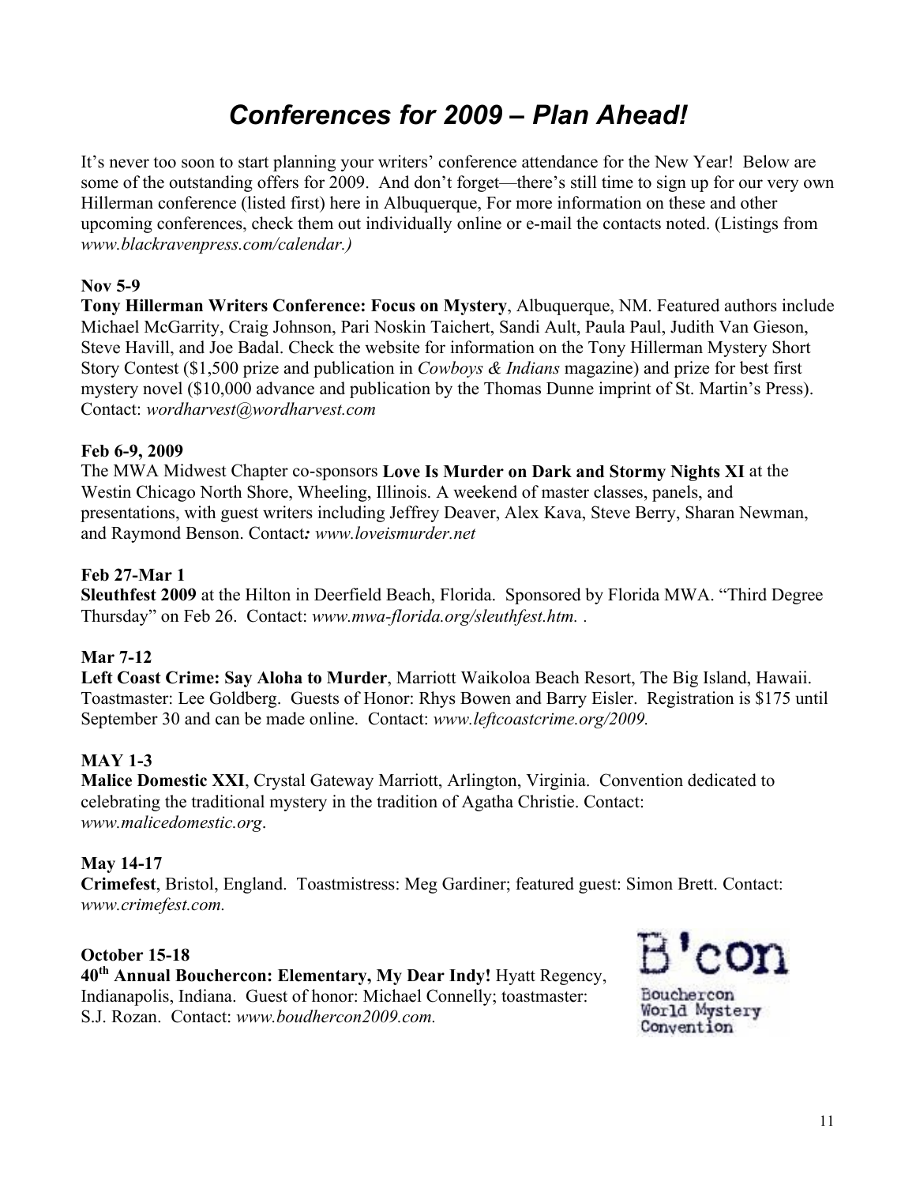# *Conferences for 2009 – Plan Ahead!*

It's never too soon to start planning your writers' conference attendance for the New Year! Below are some of the outstanding offers for 2009. And don't forget—there's still time to sign up for our very own Hillerman conference (listed first) here in Albuquerque, For more information on these and other upcoming conferences, check them out individually online or e-mail the contacts noted. (Listings from *www.blackravenpress.com/calendar.)*

**Nov 5-9**
**Tony Hillerman Writers Conference: Focus on Mystery**, Albuquerque, NM. Featured authors include Michael McGarrity, Craig Johnson, Pari Noskin Taichert, Sandi Ault, Paula Paul, Judith Van Gieson, Steve Havill, and Joe Badal. Check the website for information on the Tony Hillerman Mystery Short Story Contest ($1,500 prize and publication in *Cowboys & Indians* magazine) and prize for best first mystery novel ($10,000 advance and publication by the Thomas Dunne imprint of St. Martin's Press). Contact: *wordharvest@wordharvest.com*

**Feb 6-9, 2009**
The MWA Midwest Chapter co-sponsors **Love Is Murder on Dark and Stormy Nights XI** at the Westin Chicago North Shore, Wheeling, Illinois. A weekend of master classes, panels, and presentations, with guest writers including Jeffrey Deaver, Alex Kava, Steve Berry, Sharan Newman, and Raymond Benson. Contact*: www.loveismurder.net*

**Feb 27-Mar 1**
**Sleuthfest 2009** at the Hilton in Deerfield Beach, Florida. Sponsored by Florida MWA. "Third Degree Thursday" on Feb 26. Contact: *www.mwa-florida.org/sleuthfest.htm*. .

**Mar 7-12**
**Left Coast Crime: Say Aloha to Murder**, Marriott Waikoloa Beach Resort, The Big Island, Hawaii. Toastmaster: Lee Goldberg. Guests of Honor: Rhys Bowen and Barry Eisler. Registration is $175 until September 30 and can be made online. Contact: *www.leftcoastcrime.org/2009.*

**MAY 1-3**
**Malice Domestic XXI**, Crystal Gateway Marriott, Arlington, Virginia. Convention dedicated to celebrating the traditional mystery in the tradition of Agatha Christie. Contact: *www.malicedomestic.org*.

**May 14-17**
**Crimefest**, Bristol, England. Toastmistress: Meg Gardiner; featured guest: Simon Brett. Contact: *www.crimefest.com.*

**October 15-18**
**40th Annual Bouchercon: Elementary, My Dear Indy!** Hyatt Regency, Indianapolis, Indiana. Guest of honor: Michael Connelly; toastmaster: S.J. Rozan. Contact: *www.boudhercon2009.com.*

B'con
Bouchercon World Mystery Convention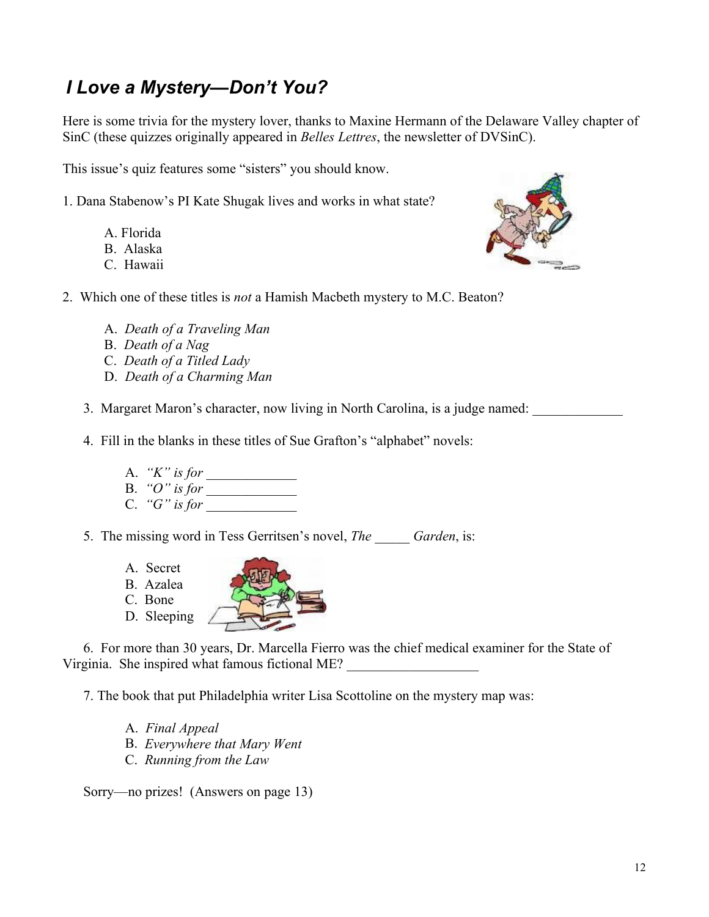## *I Love a Mystery—Don't You?*

Here is some trivia for the mystery lover, thanks to Maxine Hermann of the Delaware Valley chapter of SinC (these quizzes originally appeared in *Belles Lettres*, the newsletter of DVSinC).

This issue's quiz features some "sisters" you should know.

1. Dana Stabenow's PI Kate Shugak lives and works in what state?

   A. Florida
   B. Alaska
   C. Hawaii

2. Which one of these titles is *not* a Hamish Macbeth mystery to M.C. Beaton?

   A. *Death of a Traveling Man*
   B. *Death of a Nag*
   C. *Death of a Titled Lady*
   D. *Death of a Charming Man*

3. Margaret Maron's character, now living in North Carolina, is a judge named: _____________

4. Fill in the blanks in these titles of Sue Grafton's "alphabet" novels:

   A. *"K" is for* _____________
   B. *"O" is for* _____________
   C. *"G" is for* _____________

5. The missing word in Tess Gerritsen's novel, *The* _____ *Garden*, is:

   A. Secret
   B. Azalea
   C. Bone
   D. Sleeping

6. For more than 30 years, Dr. Marcella Fierro was the chief medical examiner for the State of Virginia. She inspired what famous fictional ME? ___________________

7. The book that put Philadelphia writer Lisa Scottoline on the mystery map was:

   A. *Final Appeal*
   B. *Everywhere that Mary Went*
   C. *Running from the Law*

Sorry—no prizes! (Answers on page 13)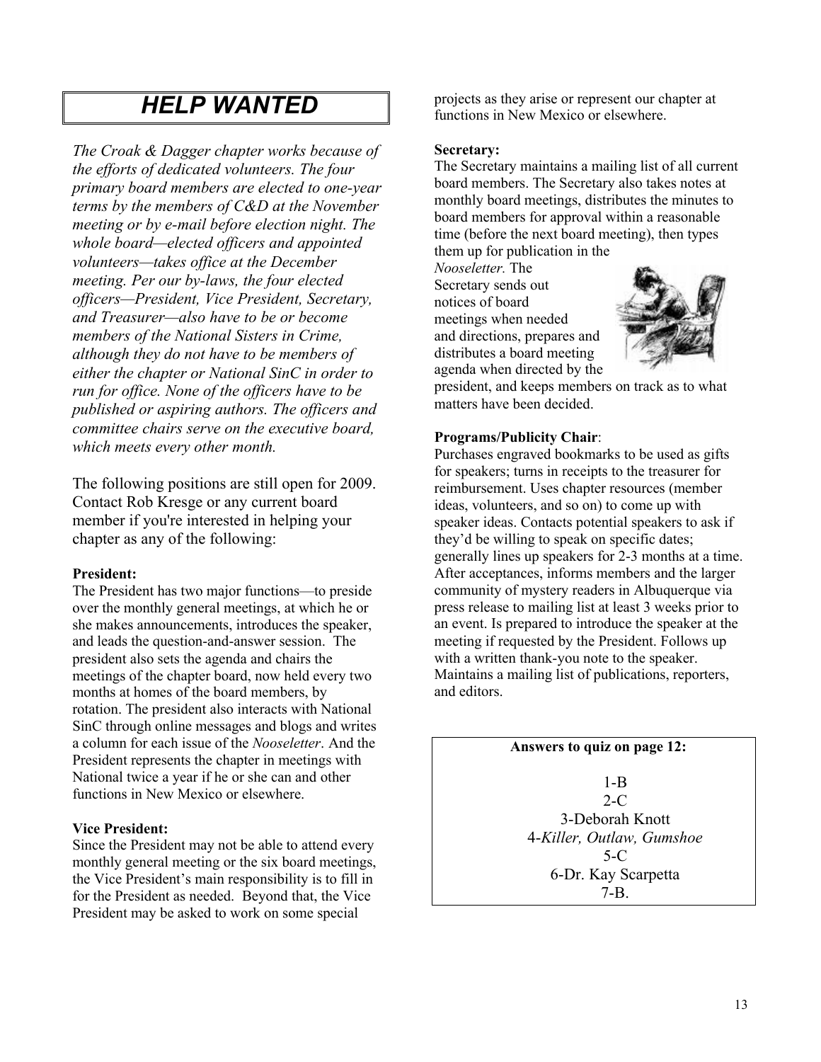# HELP WANTED

*The Croak & Dagger chapter works because of the efforts of dedicated volunteers. The four primary board members are elected to one-year terms by the members of C&D at the November meeting or by e-mail before election night. The whole board—elected officers and appointed volunteers—takes office at the December meeting. Per our by-laws, the four elected officers—President, Vice President, Secretary, and Treasurer—also have to be or become members of the National Sisters in Crime, although they do not have to be members of either the chapter or National SinC in order to run for office. None of the officers have to be published or aspiring authors. The officers and committee chairs serve on the executive board, which meets every other month.*

The following positions are still open for 2009. Contact Rob Kresge or any current board member if you're interested in helping your chapter as any of the following:

**President:**
The President has two major functions—to preside over the monthly general meetings, at which he or she makes announcements, introduces the speaker, and leads the question-and-answer session. The president also sets the agenda and chairs the meetings of the chapter board, now held every two months at homes of the board members, by rotation. The president also interacts with National SinC through online messages and blogs and writes a column for each issue of the *Nooseletter*. And the President represents the chapter in meetings with National twice a year if he or she can and other functions in New Mexico or elsewhere.

**Vice President:**
Since the President may not be able to attend every monthly general meeting or the six board meetings, the Vice President's main responsibility is to fill in for the President as needed. Beyond that, the Vice President may be asked to work on some special projects as they arise or represent our chapter at functions in New Mexico or elsewhere.

**Secretary:**
The Secretary maintains a mailing list of all current board members. The Secretary also takes notes at monthly board meetings, distributes the minutes to board members for approval within a reasonable time (before the next board meeting), then types them up for publication in the *Nooseletter.* The Secretary sends out notices of board meetings when needed and directions, prepares and distributes a board meeting agenda when directed by the president, and keeps members on track as to what matters have been decided.

**Programs/Publicity Chair**:
Purchases engraved bookmarks to be used as gifts for speakers; turns in receipts to the treasurer for reimbursement. Uses chapter resources (member ideas, volunteers, and so on) to come up with speaker ideas. Contacts potential speakers to ask if they'd be willing to speak on specific dates; generally lines up speakers for 2-3 months at a time. After acceptances, informs members and the larger community of mystery readers in Albuquerque via press release to mailing list at least 3 weeks prior to an event. Is prepared to introduce the speaker at the meeting if requested by the President. Follows up with a written thank-you note to the speaker. Maintains a mailing list of publications, reporters, and editors.

**Answers to quiz on page 12:**

1-B
2-C
3-Deborah Knott
4-*Killer, Outlaw, Gumshoe*
5-C
6-Dr. Kay Scarpetta
7-B.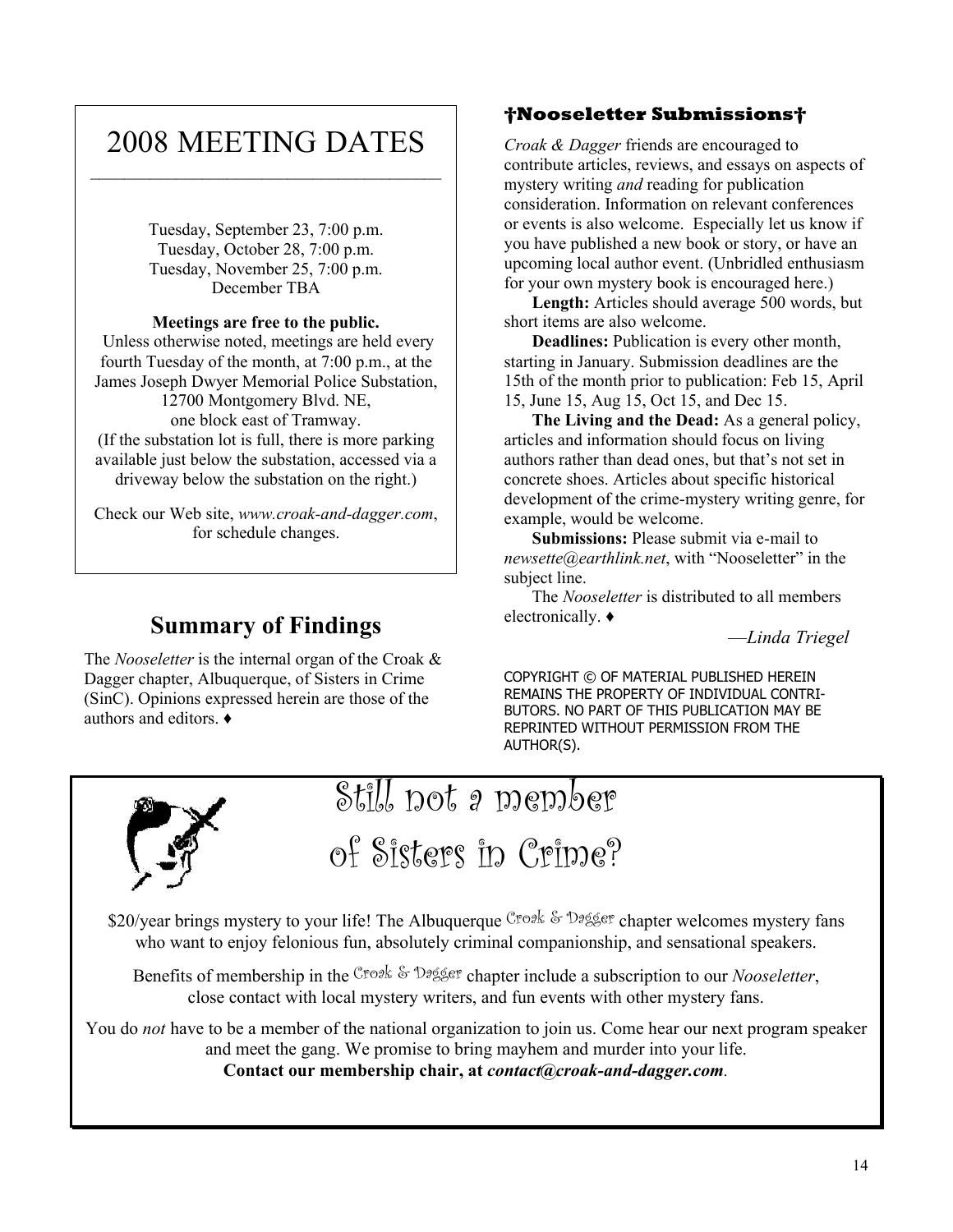# 2008 MEETING DATES

Tuesday, September 23, 7:00 p.m.
Tuesday, October 28, 7:00 p.m.
Tuesday, November 25, 7:00 p.m.
December TBA

**Meetings are free to the public.**

Unless otherwise noted, meetings are held every fourth Tuesday of the month, at 7:00 p.m., at the James Joseph Dwyer Memorial Police Substation, 12700 Montgomery Blvd. NE, one block east of Tramway. (If the substation lot is full, there is more parking available just below the substation, accessed via a driveway below the substation on the right.)

Check our Web site, *www.croak-and-dagger.com*, for schedule changes.

## Summary of Findings

The *Nooseletter* is the internal organ of the Croak & Dagger chapter, Albuquerque, of Sisters in Crime (SinC). Opinions expressed herein are those of the authors and editors. ♦

### †Nooseletter Submissions†

*Croak & Dagger* friends are encouraged to contribute articles, reviews, and essays on aspects of mystery writing *and* reading for publication consideration. Information on relevant conferences or events is also welcome. Especially let us know if you have published a new book or story, or have an upcoming local author event. (Unbridled enthusiasm for your own mystery book is encouraged here.)

**Length:** Articles should average 500 words, but short items are also welcome.

**Deadlines:** Publication is every other month, starting in January. Submission deadlines are the 15th of the month prior to publication: Feb 15, April 15, June 15, Aug 15, Oct 15, and Dec 15.

**The Living and the Dead:** As a general policy, articles and information should focus on living authors rather than dead ones, but that's not set in concrete shoes. Articles about specific historical development of the crime-mystery writing genre, for example, would be welcome.

**Submissions:** Please submit via e-mail to *newsette@earthlink.net*, with "Nooseletter" in the subject line.

The *Nooseletter* is distributed to all members electronically. ♦

—*Linda Triegel*

COPYRIGHT © OF MATERIAL PUBLISHED HEREIN REMAINS THE PROPERTY OF INDIVIDUAL CONTRIBUTORS. NO PART OF THIS PUBLICATION MAY BE REPRINTED WITHOUT PERMISSION FROM THE AUTHOR(S).

## Still not a member of Sisters in Crime?

$20/year brings mystery to your life! The Albuquerque Croak & Dagger chapter welcomes mystery fans who want to enjoy felonious fun, absolutely criminal companionship, and sensational speakers.

Benefits of membership in the Croak & Dagger chapter include a subscription to our *Nooseletter*, close contact with local mystery writers, and fun events with other mystery fans.

You do *not* have to be a member of the national organization to join us. Come hear our next program speaker and meet the gang. We promise to bring mayhem and murder into your life.

**Contact our membership chair, at *contact@croak-and-dagger.com*.**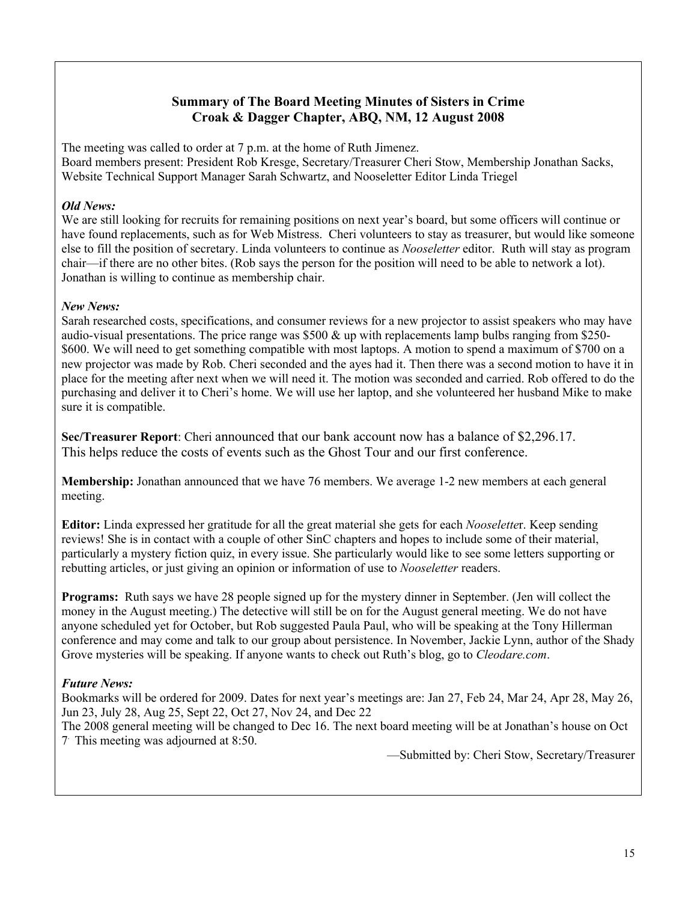## Summary of The Board Meeting Minutes of Sisters in Crime Croak & Dagger Chapter, ABQ, NM, 12 August 2008

The meeting was called to order at 7 p.m. at the home of Ruth Jimenez.
Board members present: President Rob Kresge, Secretary/Treasurer Cheri Stow, Membership Jonathan Sacks, Website Technical Support Manager Sarah Schwartz, and Nooseletter Editor Linda Triegel

***Old News:***
We are still looking for recruits for remaining positions on next year's board, but some officers will continue or have found replacements, such as for Web Mistress. Cheri volunteers to stay as treasurer, but would like someone else to fill the position of secretary. Linda volunteers to continue as *Nooseletter* editor. Ruth will stay as program chair—if there are no other bites. (Rob says the person for the position will need to be able to network a lot). Jonathan is willing to continue as membership chair.

***New News:***
Sarah researched costs, specifications, and consumer reviews for a new projector to assist speakers who may have audio-visual presentations. The price range was $500 & up with replacements lamp bulbs ranging from $250-$600. We will need to get something compatible with most laptops. A motion to spend a maximum of $700 on a new projector was made by Rob. Cheri seconded and the ayes had it. Then there was a second motion to have it in place for the meeting after next when we will need it. The motion was seconded and carried. Rob offered to do the purchasing and deliver it to Cheri's home. We will use her laptop, and she volunteered her husband Mike to make sure it is compatible.

**Sec/Treasurer Report**: Cheri announced that our bank account now has a balance of $2,296.17. This helps reduce the costs of events such as the Ghost Tour and our first conference.

**Membership:** Jonathan announced that we have 76 members. We average 1-2 new members at each general meeting.

**Editor:** Linda expressed her gratitude for all the great material she gets for each *Nooseletter*. Keep sending reviews! She is in contact with a couple of other SinC chapters and hopes to include some of their material, particularly a mystery fiction quiz, in every issue. She particularly would like to see some letters supporting or rebutting articles, or just giving an opinion or information of use to *Nooseletter* readers.

**Programs:** Ruth says we have 28 people signed up for the mystery dinner in September. (Jen will collect the money in the August meeting.) The detective will still be on for the August general meeting. We do not have anyone scheduled yet for October, but Rob suggested Paula Paul, who will be speaking at the Tony Hillerman conference and may come and talk to our group about persistence. In November, Jackie Lynn, author of the Shady Grove mysteries will be speaking. If anyone wants to check out Ruth's blog, go to *Cleodare.com*.

***Future News:***
Bookmarks will be ordered for 2009. Dates for next year's meetings are: Jan 27, Feb 24, Mar 24, Apr 28, May 26, Jun 23, July 28, Aug 25, Sept 22, Oct 27, Nov 24, and Dec 22
The 2008 general meeting will be changed to Dec 16. The next board meeting will be at Jonathan's house on Oct 7. This meeting was adjourned at 8:50.

—Submitted by: Cheri Stow, Secretary/Treasurer